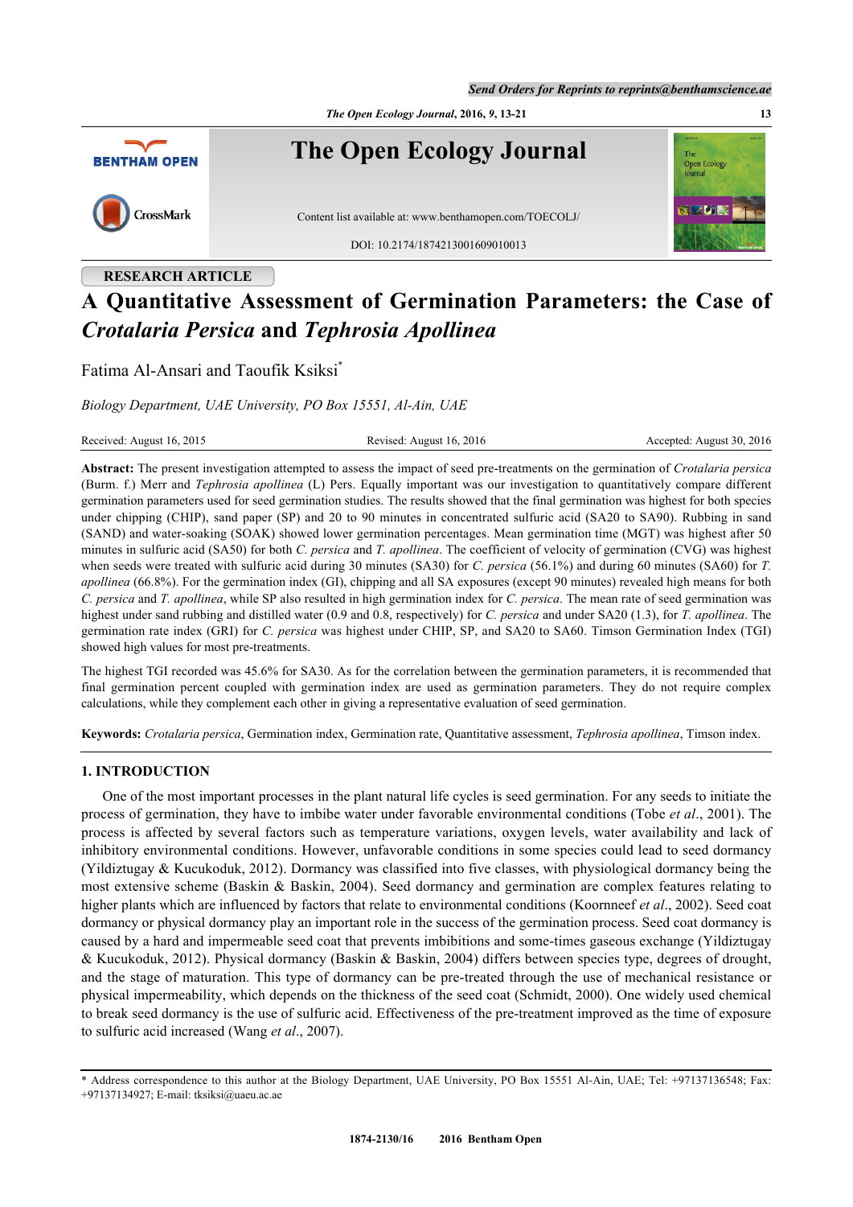RESEARCH ARTICLE

# A Quantitative Assessment of Germination Parameters: the Case of *Crotalaria Persica* and *Tephrosia Apollinea*

Fatima Al-Ansari and Taoufik Ksiksi*

*Biology Department, UAE University, PO Box 15551, Al-Ain, UAE*

Received: August 16, 2015 | Revised: August 16, 2016 | Accepted: August 30, 2016

**Abstract:** The present investigation attempted to assess the impact of seed pre-treatments on the germination of *Crotalaria persica* (Burm. f.) Merr and *Tephrosia apollinea* (L) Pers. Equally important was our investigation to quantitatively compare different germination parameters used for seed germination studies. The results showed that the final germination was highest for both species under chipping (CHIP), sand paper (SP) and 20 to 90 minutes in concentrated sulfuric acid (SA20 to SA90). Rubbing in sand (SAND) and water-soaking (SOAK) showed lower germination percentages. Mean germination time (MGT) was highest after 50 minutes in sulfuric acid (SA50) for both *C. persica* and *T. apollinea*. The coefficient of velocity of germination (CVG) was highest when seeds were treated with sulfuric acid during 30 minutes (SA30) for *C. persica* (56.1%) and during 60 minutes (SA60) for *T. apollinea* (66.8%). For the germination index (GI), chipping and all SA exposures (except 90 minutes) revealed high means for both *C. persica* and *T. apollinea*, while SP also resulted in high germination index for *C. persica*. The mean rate of seed germination was highest under sand rubbing and distilled water (0.9 and 0.8, respectively) for *C. persica* and under SA20 (1.3), for *T. apollinea*. The germination rate index (GRI) for *C. persica* was highest under CHIP, SP, and SA20 to SA60. Timson Germination Index (TGI) showed high values for most pre-treatments.

The highest TGI recorded was 45.6% for SA30. As for the correlation between the germination parameters, it is recommended that final germination percent coupled with germination index are used as germination parameters. They do not require complex calculations, while they complement each other in giving a representative evaluation of seed germination.

**Keywords:** *Crotalaria persica*, Germination index, Germination rate, Quantitative assessment, *Tephrosia apollinea*, Timson index.

## 1. INTRODUCTION

One of the most important processes in the plant natural life cycles is seed germination. For any seeds to initiate the process of germination, they have to imbibe water under favorable environmental conditions (Tobe *et al*., 2001). The process is affected by several factors such as temperature variations, oxygen levels, water availability and lack of inhibitory environmental conditions. However, unfavorable conditions in some species could lead to seed dormancy (Yildiztugay & Kucukoduk, 2012). Dormancy was classified into five classes, with physiological dormancy being the most extensive scheme (Baskin & Baskin, 2004). Seed dormancy and germination are complex features relating to higher plants which are influenced by factors that relate to environmental conditions (Koornneef *et al*., 2002). Seed coat dormancy or physical dormancy play an important role in the success of the germination process. Seed coat dormancy is caused by a hard and impermeable seed coat that prevents imbibitions and some-times gaseous exchange (Yildiztugay & Kucukoduk, 2012). Physical dormancy (Baskin & Baskin, 2004) differs between species type, degrees of drought, and the stage of maturation. This type of dormancy can be pre-treated through the use of mechanical resistance or physical impermeability, which depends on the thickness of the seed coat (Schmidt, 2000). One widely used chemical to break seed dormancy is the use of sulfuric acid. Effectiveness of the pre-treatment improved as the time of exposure to sulfuric acid increased (Wang *et al*., 2007).

\* Address correspondence to this author at the Biology Department, UAE University, PO Box 15551 Al-Ain, UAE; Tel: +97137136548; Fax: +97137134927; E-mail: tksiksi@uaeu.ac.ae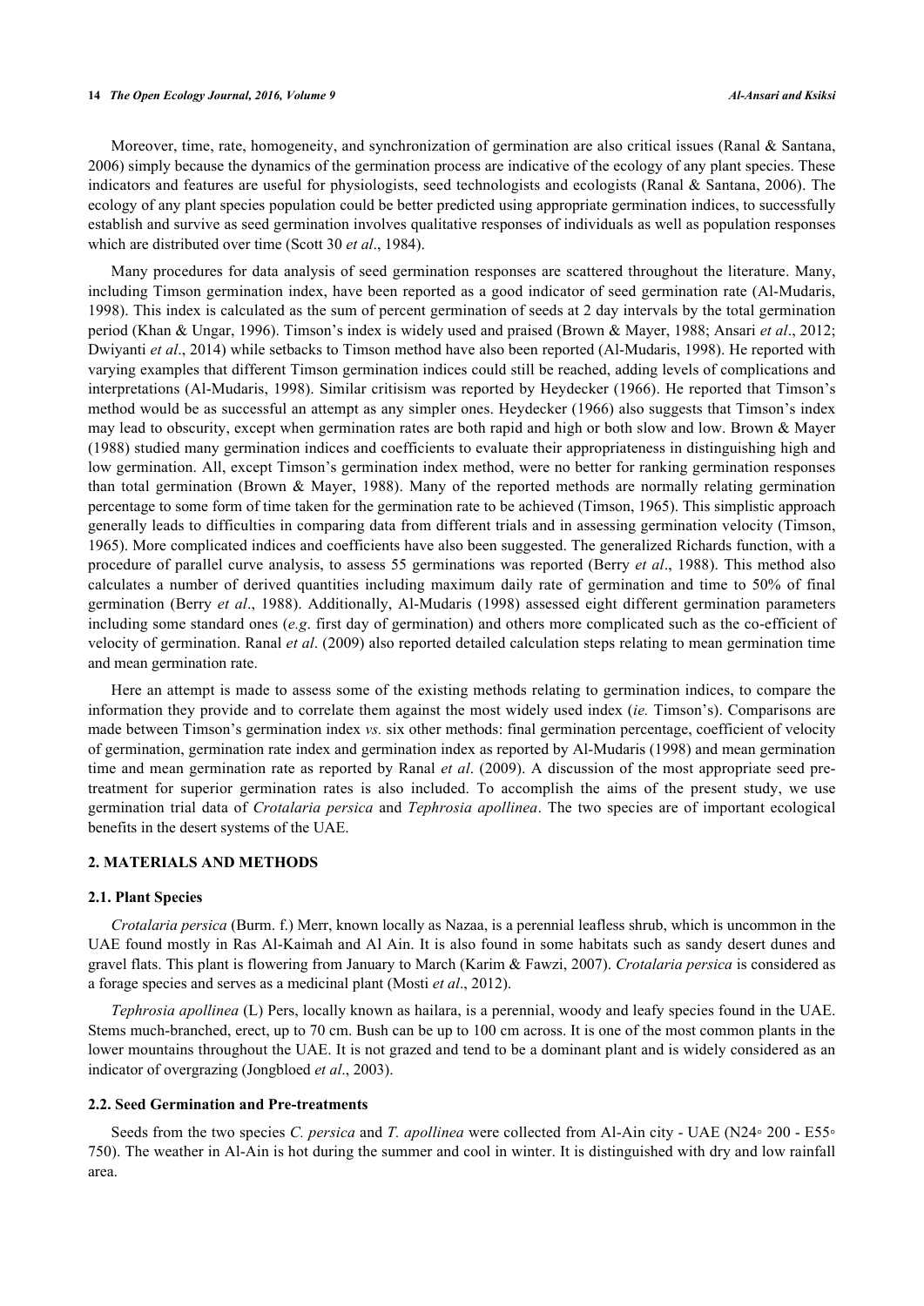Moreover, time, rate, homogeneity, and synchronization of germination are also critical issues (Ranal & Santana, 2006) simply because the dynamics of the germination process are indicative of the ecology of any plant species. These indicators and features are useful for physiologists, seed technologists and ecologists (Ranal & Santana, 2006). The ecology of any plant species population could be better predicted using appropriate germination indices, to successfully establish and survive as seed germination involves qualitative responses of individuals as well as population responses which are distributed over time (Scott 30 *et al*., 1984).

Many procedures for data analysis of seed germination responses are scattered throughout the literature. Many, including Timson germination index, have been reported as a good indicator of seed germination rate (Al-Mudaris, 1998). This index is calculated as the sum of percent germination of seeds at 2 day intervals by the total germination period (Khan & Ungar, 1996). Timson's index is widely used and praised (Brown & Mayer, 1988; Ansari *et al*., 2012; Dwiyanti *et al*., 2014) while setbacks to Timson method have also been reported (Al-Mudaris, 1998). He reported with varying examples that different Timson germination indices could still be reached, adding levels of complications and interpretations (Al-Mudaris, 1998). Similar critisism was reported by Heydecker (1966). He reported that Timson's method would be as successful an attempt as any simpler ones. Heydecker (1966) also suggests that Timson's index may lead to obscurity, except when germination rates are both rapid and high or both slow and low. Brown & Mayer (1988) studied many germination indices and coefficients to evaluate their appropriateness in distinguishing high and low germination. All, except Timson's germination index method, were no better for ranking germination responses than total germination (Brown & Mayer, 1988). Many of the reported methods are normally relating germination percentage to some form of time taken for the germination rate to be achieved (Timson, 1965). This simplistic approach generally leads to difficulties in comparing data from different trials and in assessing germination velocity (Timson, 1965). More complicated indices and coefficients have also been suggested. The generalized Richards function, with a procedure of parallel curve analysis, to assess 55 germinations was reported (Berry *et al*., 1988). This method also calculates a number of derived quantities including maximum daily rate of germination and time to 50% of final germination (Berry *et al*., 1988). Additionally, Al-Mudaris (1998) assessed eight different germination parameters including some standard ones (*e.g*. first day of germination) and others more complicated such as the co-efficient of velocity of germination. Ranal *et al*. (2009) also reported detailed calculation steps relating to mean germination time and mean germination rate.

Here an attempt is made to assess some of the existing methods relating to germination indices, to compare the information they provide and to correlate them against the most widely used index (*ie.* Timson's). Comparisons are made between Timson's germination index *vs.* six other methods: final germination percentage, coefficient of velocity of germination, germination rate index and germination index as reported by Al-Mudaris (1998) and mean germination time and mean germination rate as reported by Ranal *et al*. (2009). A discussion of the most appropriate seed pre-treatment for superior germination rates is also included. To accomplish the aims of the present study, we use germination trial data of *Crotalaria persica* and *Tephrosia apollinea*. The two species are of important ecological benefits in the desert systems of the UAE.

## 2. MATERIALS AND METHODS

### 2.1. Plant Species

*Crotalaria persica* (Burm. f.) Merr, known locally as Nazaa, is a perennial leafless shrub, which is uncommon in the UAE found mostly in Ras Al-Kaimah and Al Ain. It is also found in some habitats such as sandy desert dunes and gravel flats. This plant is flowering from January to March (Karim & Fawzi, 2007). *Crotalaria persica* is considered as a forage species and serves as a medicinal plant (Mosti *et al*., 2012).

*Tephrosia apollinea* (L) Pers, locally known as hailara, is a perennial, woody and leafy species found in the UAE. Stems much-branched, erect, up to 70 cm. Bush can be up to 100 cm across. It is one of the most common plants in the lower mountains throughout the UAE. It is not grazed and tend to be a dominant plant and is widely considered as an indicator of overgrazing (Jongbloed *et al*., 2003).

### 2.2. Seed Germination and Pre-treatments

Seeds from the two species *C. persica* and *T. apollinea* were collected from Al-Ain city - UAE (N24◦ 200 - E55◦ 750). The weather in Al-Ain is hot during the summer and cool in winter. It is distinguished with dry and low rainfall area.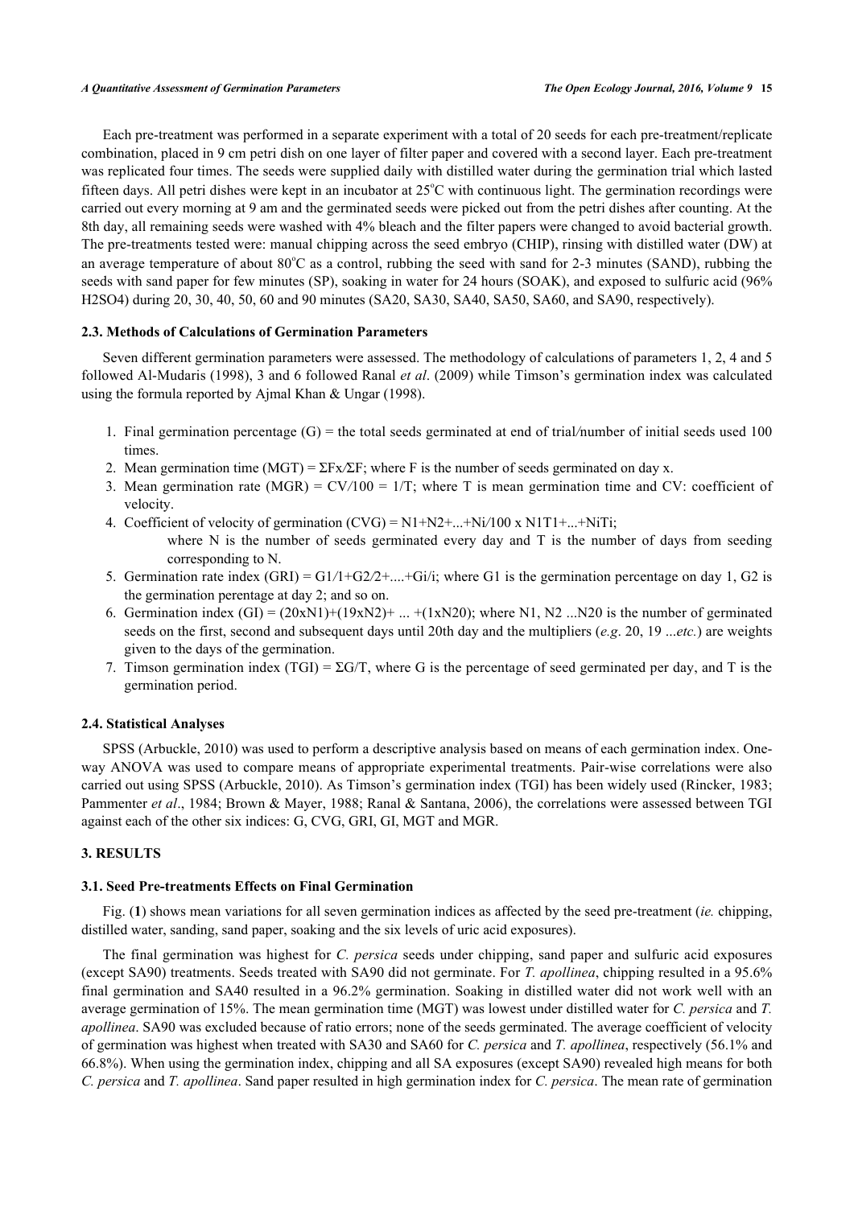Each pre-treatment was performed in a separate experiment with a total of 20 seeds for each pre-treatment/replicate combination, placed in 9 cm petri dish on one layer of filter paper and covered with a second layer. Each pre-treatment was replicated four times. The seeds were supplied daily with distilled water during the germination trial which lasted fifteen days. All petri dishes were kept in an incubator at 25°C with continuous light. The germination recordings were carried out every morning at 9 am and the germinated seeds were picked out from the petri dishes after counting. At the 8th day, all remaining seeds were washed with 4% bleach and the filter papers were changed to avoid bacterial growth. The pre-treatments tested were: manual chipping across the seed embryo (CHIP), rinsing with distilled water (DW) at an average temperature of about 80°C as a control, rubbing the seed with sand for 2-3 minutes (SAND), rubbing the seeds with sand paper for few minutes (SP), soaking in water for 24 hours (SOAK), and exposed to sulfuric acid (96% $H_2SO_4$) during 20, 30, 40, 50, 60 and 90 minutes (SA20, SA30, SA40, SA50, SA60, and SA90, respectively).

### 2.3. Methods of Calculations of Germination Parameters

Seven different germination parameters were assessed. The methodology of calculations of parameters 1, 2, 4 and 5 followed Al-Mudaris (1998), 3 and 6 followed Ranal *et al*. (2009) while Timson's germination index was calculated using the formula reported by Ajmal Khan & Ungar (1998).

1. Final germination percentage (G) = the total seeds germinated at end of trial/number of initial seeds used 100 times.
2. Mean germination time (MGT) = $\Sigma Fx/\Sigma F$; where F is the number of seeds germinated on day x.
3. Mean germination rate (MGR) = CV/100 = 1/T; where T is mean germination time and CV: coefficient of velocity.
4. Coefficient of velocity of germination (CVG) = $N_1+N_2+...+N_i/100 \times N_1T_1+...+N_iT_i$;
   where N is the number of seeds germinated every day and T is the number of days from seeding corresponding to N.
5. Germination rate index (GRI) = $G_1/1+G_2/2+....+G_i/i$; where $G_1$ is the germination percentage on day 1, $G_2$ is the germination perentage at day 2; and so on.
6. Germination index (GI) = $(20 \times N_1)+(19 \times N_2)+ ... +(1 \times N_{20})$; where $N_1$, $N_2$ ...$N_{20}$ is the number of germinated seeds on the first, second and subsequent days until 20th day and the multipliers (*e.g*. 20, 19 ...*etc.*) are weights given to the days of the germination.
7. Timson germination index (TGI) = $\Sigma G/T$, where G is the percentage of seed germinated per day, and T is the germination period.

### 2.4. Statistical Analyses

SPSS (Arbuckle, 2010) was used to perform a descriptive analysis based on means of each germination index. One-way ANOVA was used to compare means of appropriate experimental treatments. Pair-wise correlations were also carried out using SPSS (Arbuckle, 2010). As Timson's germination index (TGI) has been widely used (Rincker, 1983; Pammenter *et al*., 1984; Brown & Mayer, 1988; Ranal & Santana, 2006), the correlations were assessed between TGI against each of the other six indices: G, CVG, GRI, GI, MGT and MGR.

## 3. RESULTS

### 3.1. Seed Pre-treatments Effects on Final Germination

Fig. (**1**) shows mean variations for all seven germination indices as affected by the seed pre-treatment (*ie.* chipping, distilled water, sanding, sand paper, soaking and the six levels of uric acid exposures).

The final germination was highest for *C. persica* seeds under chipping, sand paper and sulfuric acid exposures (except SA90) treatments. Seeds treated with SA90 did not germinate. For *T. apollinea*, chipping resulted in a 95.6% final germination and SA40 resulted in a 96.2% germination. Soaking in distilled water did not work well with an average germination of 15%. The mean germination time (MGT) was lowest under distilled water for *C. persica* and *T. apollinea*. SA90 was excluded because of ratio errors; none of the seeds germinated. The average coefficient of velocity of germination was highest when treated with SA30 and SA60 for *C. persica* and *T. apollinea*, respectively (56.1% and 66.8%). When using the germination index, chipping and all SA exposures (except SA90) revealed high means for both *C. persica* and *T. apollinea*. Sand paper resulted in high germination index for *C. persica*. The mean rate of germination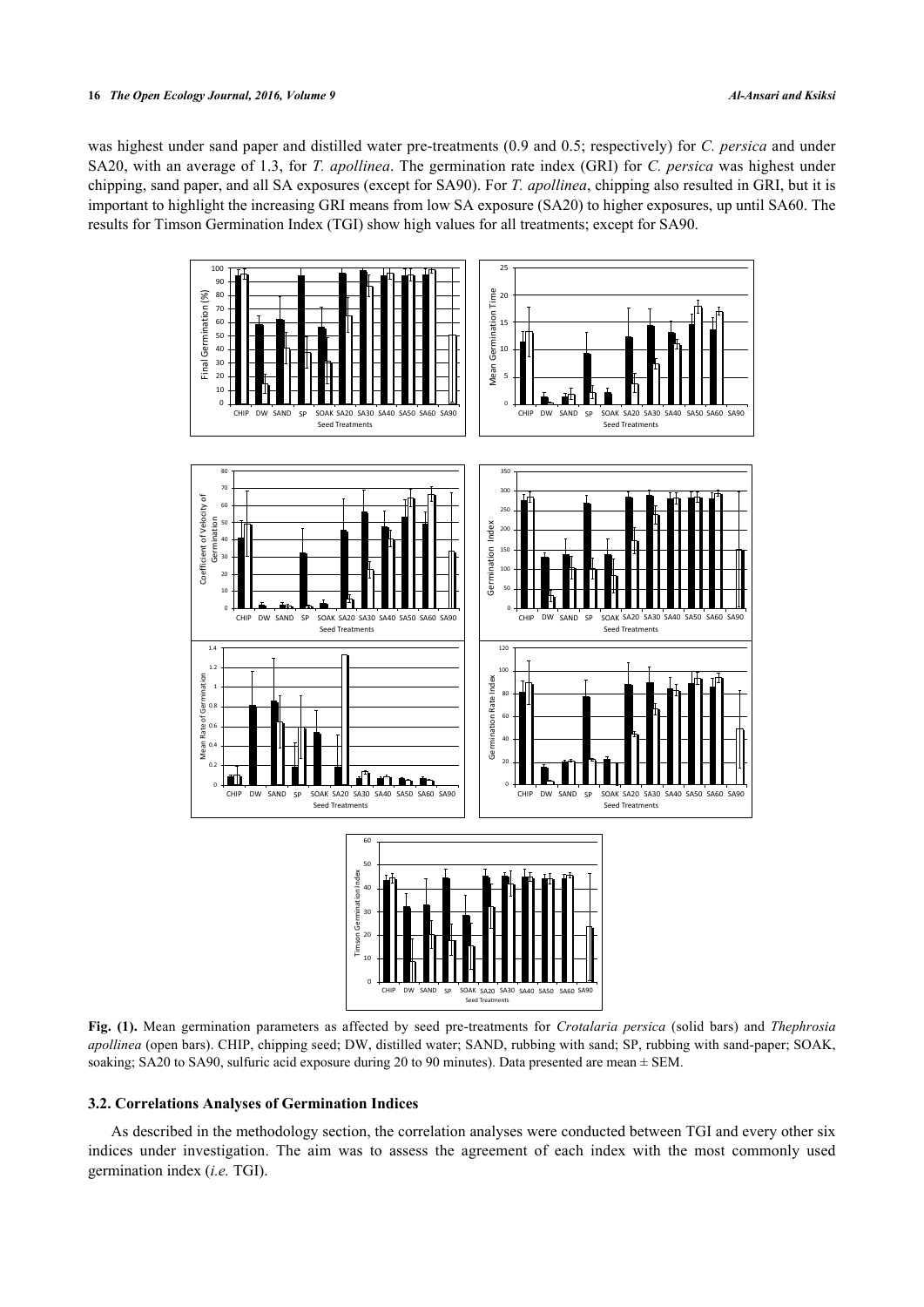was highest under sand paper and distilled water pre-treatments (0.9 and 0.5; respectively) for *C. persica* and under SA20, with an average of 1.3, for *T. apollinea*. The germination rate index (GRI) for *C. persica* was highest under chipping, sand paper, and all SA exposures (except for SA90). For *T. apollinea*, chipping also resulted in GRI, but it is important to highlight the increasing GRI means from low SA exposure (SA20) to higher exposures, up until SA60. The results for Timson Germination Index (TGI) show high values for all treatments; except for SA90.

**Fig. (1).** Mean germination parameters as affected by seed pre-treatments for *Crotalaria persica* (solid bars) and *Thephrosia apollinea* (open bars). CHIP, chipping seed; DW, distilled water; SAND, rubbing with sand; SP, rubbing with sand-paper; SOAK, soaking; SA20 to SA90, sulfuric acid exposure during 20 to 90 minutes). Data presented are mean ± SEM.

### 3.2. Correlations Analyses of Germination Indices

As described in the methodology section, the correlation analyses were conducted between TGI and every other six indices under investigation. The aim was to assess the agreement of each index with the most commonly used germination index (*i.e.* TGI).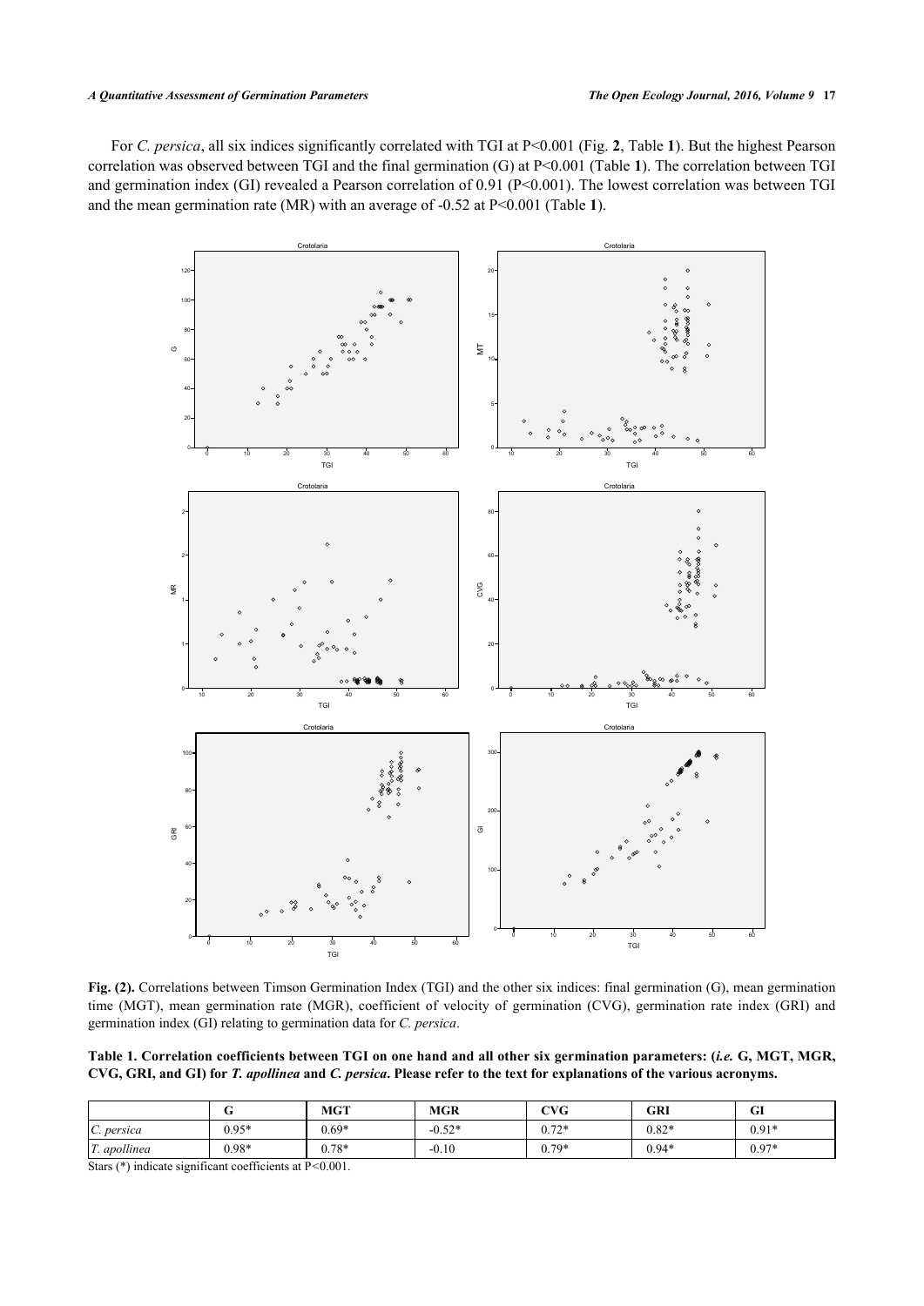For *C. persica*, all six indices significantly correlated with TGI at P<0.001 (Fig. **2**, Table **1**). But the highest Pearson correlation was observed between TGI and the final germination (G) at P<0.001 (Table **1**). The correlation between TGI and germination index (GI) revealed a Pearson correlation of 0.91 (P<0.001). The lowest correlation was between TGI and the mean germination rate (MR) with an average of -0.52 at P<0.001 (Table **1**).

**Fig. (2).** Correlations between Timson Germination Index (TGI) and the other six indices: final germination (G), mean germination time (MGT), mean germination rate (MGR), coefficient of velocity of germination (CVG), germination rate index (GRI) and germination index (GI) relating to germination data for *C. persica*.

**Table 1. Correlation coefficients between TGI on one hand and all other six germination parameters: (*i.e.* G, MGT, MGR, CVG, GRI, and GI) for *T. apollinea* and *C. persica*. Please refer to the text for explanations of the various acronyms.**

| | G | MGT | MGR | CVG | GRI | GI |
|---|---|---|---|---|---|---|
| *C. persica* | 0.95* | 0.69* | -0.52* | 0.72* | 0.82* | 0.91* |
| *T. apollinea* | 0.98* | 0.78* | -0.10 | 0.79* | 0.94* | 0.97* |

Stars (*) indicate significant coefficients at P<0.001.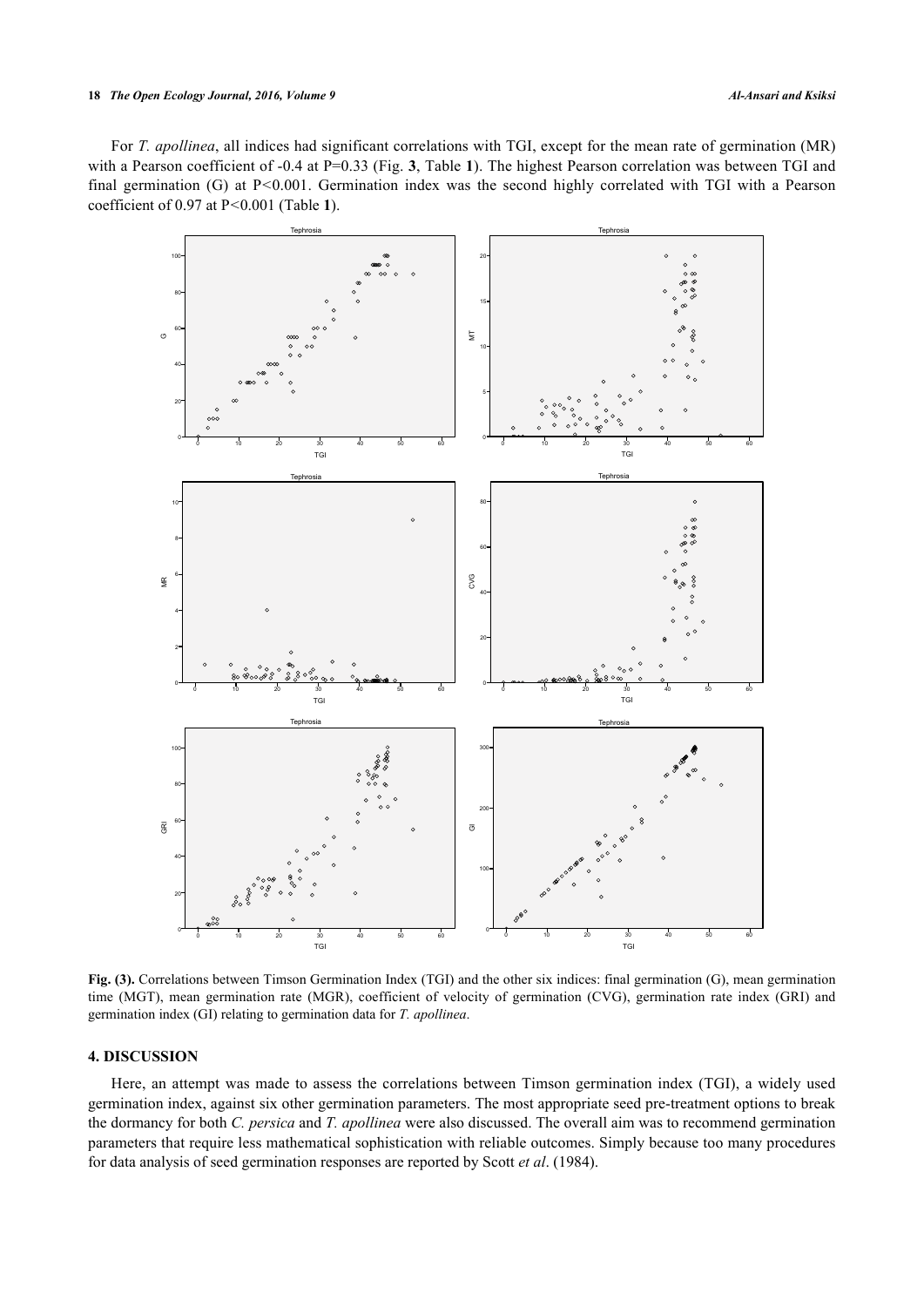For *T. apollinea*, all indices had significant correlations with TGI, except for the mean rate of germination (MR) with a Pearson coefficient of -0.4 at P=0.33 (Fig. **3**, Table **1**). The highest Pearson correlation was between TGI and final germination (G) at P<0.001. Germination index was the second highly correlated with TGI with a Pearson coefficient of 0.97 at P<0.001 (Table **1**).

**Fig. (3).** Correlations between Timson Germination Index (TGI) and the other six indices: final germination (G), mean germination time (MGT), mean germination rate (MGR), coefficient of velocity of germination (CVG), germination rate index (GRI) and germination index (GI) relating to germination data for *T. apollinea*.

## 4. DISCUSSION

Here, an attempt was made to assess the correlations between Timson germination index (TGI), a widely used germination index, against six other germination parameters. The most appropriate seed pre-treatment options to break the dormancy for both *C. persica* and *T. apollinea* were also discussed. The overall aim was to recommend germination parameters that require less mathematical sophistication with reliable outcomes. Simply because too many procedures for data analysis of seed germination responses are reported by Scott *et al*. (1984).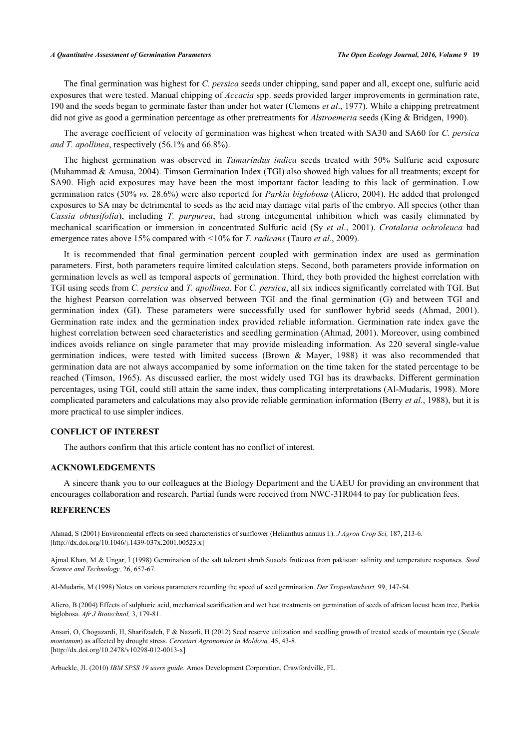The final germination was highest for *C. persica* seeds under chipping, sand paper and all, except one, sulfuric acid exposures that were tested. Manual chipping of *Accacia* spp. seeds provided larger improvements in germination rate, 190 and the seeds began to germinate faster than under hot water (Clemens *et al*., 1977). While a chipping pretreatment did not give as good a germination percentage as other pretreatments for *Alstroemeria* seeds (King & Bridgen, 1990).

The average coefficient of velocity of germination was highest when treated with SA30 and SA60 for *C. persica and T. apollinea*, respectively (56.1% and 66.8%).

The highest germination was observed in *Tamarindus indica* seeds treated with 50% Sulfuric acid exposure (Muhammad & Amusa, 2004). Timson Germination Index (TGI) also showed high values for all treatments; except for SA90. High acid exposures may have been the most important factor leading to this lack of germination. Low germination rates (50% *vs.* 28.6%) were also reported for *Parkia biglobosa* (Aliero, 2004). He added that prolonged exposures to SA may be detrimental to seeds as the acid may damage vital parts of the embryo. All species (other than *Cassia obtusifolia*), including *T. purpurea*, had strong integumental inhibition which was easily eliminated by mechanical scarification or immersion in concentrated Sulfuric acid (Sy *et al*., 2001). *Crotalaria ochroleuca* had emergence rates above 15% compared with <10% for *T. radicans* (Tauro *et al*., 2009).

It is recommended that final germination percent coupled with germination index are used as germination parameters. First, both parameters require limited calculation steps. Second, both parameters provide information on germination levels as well as temporal aspects of germination. Third, they both provided the highest correlation with TGI using seeds from *C. persica* and *T. apollinea*. For *C. persica*, all six indices significantly correlated with TGI. But the highest Pearson correlation was observed between TGI and the final germination (G) and between TGI and germination index (GI). These parameters were successfully used for sunflower hybrid seeds (Ahmad, 2001). Germination rate index and the germination index provided reliable information. Germination rate index gave the highest correlation between seed characteristics and seedling germination (Ahmad, 2001). Moreover, using combined indices avoids reliance on single parameter that may provide misleading information. As 220 several single-value germination indices, were tested with limited success (Brown & Mayer, 1988) it was also recommended that germination data are not always accompanied by some information on the time taken for the stated percentage to be reached (Timson, 1965). As discussed earlier, the most widely used TGI has its drawbacks. Different germination percentages, using TGI, could still attain the same index, thus complicating interpretations (Al-Mudaris, 1998). More complicated parameters and calculations may also provide reliable germination information (Berry *et al*., 1988), but it is more practical to use simpler indices.

## CONFLICT OF INTEREST

The authors confirm that this article content has no conflict of interest.

## ACKNOWLEDGEMENTS

A sincere thank you to our colleagues at the Biology Department and the UAEU for providing an environment that encourages collaboration and research. Partial funds were received from NWC-31R044 to pay for publication fees.

## REFERENCES

Ahmad, S (2001) Environmental effects on seed characteristics of sunflower (Helianthus annuus l.). *J Agron Crop Sci,* 187, 213-6. [http://dx.doi.org/10.1046/j.1439-037x.2001.00523.x]

Ajmal Khan, M & Ungar, I (1998) Germination of the salt tolerant shrub Suaeda fruticosa from pakistan: salinity and temperature responses. *Seed Science and Technology,* 26, 657-67.

Al-Mudaris, M (1998) Notes on various parameters recording the speed of seed germination. *Der Tropenlandwirt,* 99, 147-54.

Aliero, B (2004) Effects of sulphuric acid, mechanical scarification and wet heat treatments on germination of seeds of african locust bean tree, Parkia biglobosa. *Afr J Biotechnol,* 3, 179-81.

Ansari, O, Chogazardi, H, Sharifzadeh, F & Nazarli, H (2012) Seed reserve utilization and seedling growth of treated seeds of mountain rye (*Secale montanum*) as affected by drought stress. *Cercetari Agronomice in Moldova,* 45, 43-8. [http://dx.doi.org/10.2478/v10298-012-0013-x]

Arbuckle, JL (2010) *IBM SPSS 19 users guide.* Amos Development Corporation, Crawfordville, FL.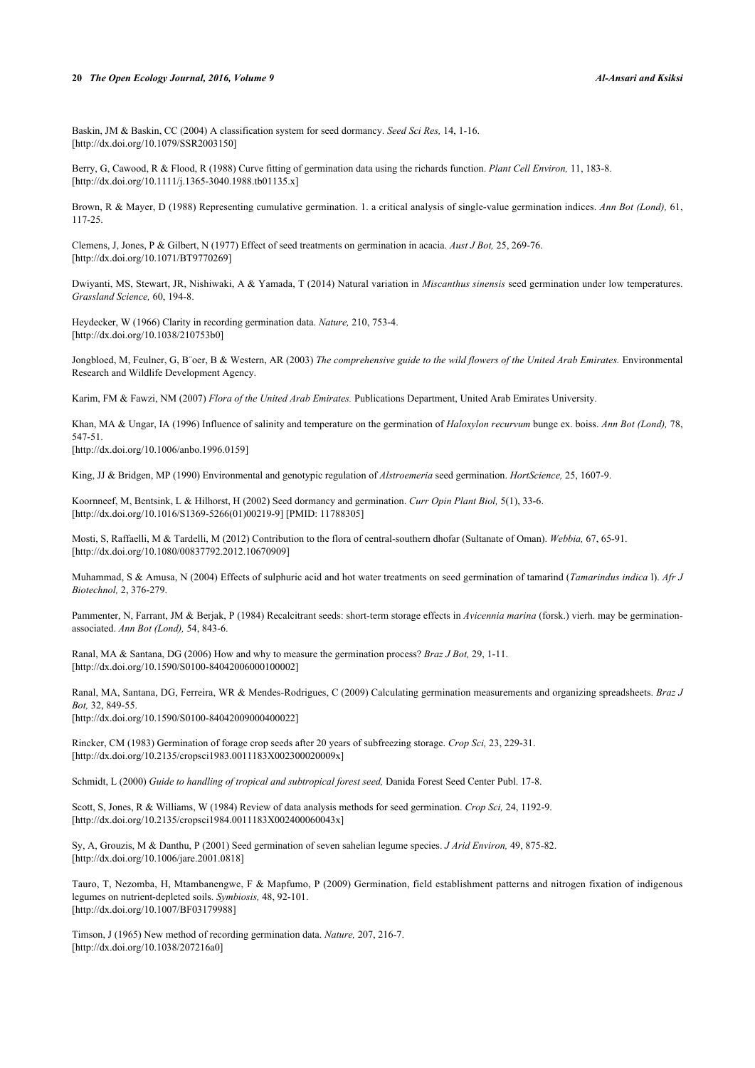Baskin, JM & Baskin, CC (2004) A classification system for seed dormancy. *Seed Sci Res,* 14, 1-16.
[http://dx.doi.org/10.1079/SSR2003150]

Berry, G, Cawood, R & Flood, R (1988) Curve fitting of germination data using the richards function. *Plant Cell Environ,* 11, 183-8.
[http://dx.doi.org/10.1111/j.1365-3040.1988.tb01135.x]

Brown, R & Mayer, D (1988) Representing cumulative germination. 1. a critical analysis of single-value germination indices. *Ann Bot (Lond),* 61, 117-25.

Clemens, J, Jones, P & Gilbert, N (1977) Effect of seed treatments on germination in acacia. *Aust J Bot,* 25, 269-76.
[http://dx.doi.org/10.1071/BT9770269]

Dwiyanti, MS, Stewart, JR, Nishiwaki, A & Yamada, T (2014) Natural variation in *Miscanthus sinensis* seed germination under low temperatures. *Grassland Science,* 60, 194-8.

Heydecker, W (1966) Clarity in recording germination data. *Nature,* 210, 753-4.
[http://dx.doi.org/10.1038/210753b0]

Jongbloed, M, Feulner, G, B¨oer, B & Western, AR (2003) *The comprehensive guide to the wild flowers of the United Arab Emirates.* Environmental Research and Wildlife Development Agency.

Karim, FM & Fawzi, NM (2007) *Flora of the United Arab Emirates.* Publications Department, United Arab Emirates University.

Khan, MA & Ungar, IA (1996) Influence of salinity and temperature on the germination of *Haloxylon recurvum* bunge ex. boiss. *Ann Bot (Lond),* 78, 547-51.
[http://dx.doi.org/10.1006/anbo.1996.0159]

King, JJ & Bridgen, MP (1990) Environmental and genotypic regulation of *Alstroemeria* seed germination. *HortScience,* 25, 1607-9.

Koornneef, M, Bentsink, L & Hilhorst, H (2002) Seed dormancy and germination. *Curr Opin Plant Biol,* 5(1), 33-6.
[http://dx.doi.org/10.1016/S1369-5266(01)00219-9] [PMID: 11788305]

Mosti, S, Raffaelli, M & Tardelli, M (2012) Contribution to the flora of central-southern dhofar (Sultanate of Oman). *Webbia,* 67, 65-91.
[http://dx.doi.org/10.1080/00837792.2012.10670909]

Muhammad, S & Amusa, N (2004) Effects of sulphuric acid and hot water treatments on seed germination of tamarind (*Tamarindus indica* l). *Afr J Biotechnol,* 2, 376-279.

Pammenter, N, Farrant, JM & Berjak, P (1984) Recalcitrant seeds: short-term storage effects in *Avicennia marina* (forsk.) vierh. may be germination-associated. *Ann Bot (Lond),* 54, 843-6.

Ranal, MA & Santana, DG (2006) How and why to measure the germination process? *Braz J Bot,* 29, 1-11.
[http://dx.doi.org/10.1590/S0100-84042006000100002]

Ranal, MA, Santana, DG, Ferreira, WR & Mendes-Rodrigues, C (2009) Calculating germination measurements and organizing spreadsheets. *Braz J Bot,* 32, 849-55.
[http://dx.doi.org/10.1590/S0100-84042009000400022]

Rincker, CM (1983) Germination of forage crop seeds after 20 years of subfreezing storage. *Crop Sci,* 23, 229-31.
[http://dx.doi.org/10.2135/cropsci1983.0011183X002300020009x]

Schmidt, L (2000) *Guide to handling of tropical and subtropical forest seed,* Danida Forest Seed Center Publ. 17-8.

Scott, S, Jones, R & Williams, W (1984) Review of data analysis methods for seed germination. *Crop Sci,* 24, 1192-9.
[http://dx.doi.org/10.2135/cropsci1984.0011183X002400060043x]

Sy, A, Grouzis, M & Danthu, P (2001) Seed germination of seven sahelian legume species. *J Arid Environ,* 49, 875-82.
[http://dx.doi.org/10.1006/jare.2001.0818]

Tauro, T, Nezomba, H, Mtambanengwe, F & Mapfumo, P (2009) Germination, field establishment patterns and nitrogen fixation of indigenous legumes on nutrient-depleted soils. *Symbiosis,* 48, 92-101.
[http://dx.doi.org/10.1007/BF03179988]

Timson, J (1965) New method of recording germination data. *Nature,* 207, 216-7.
[http://dx.doi.org/10.1038/207216a0]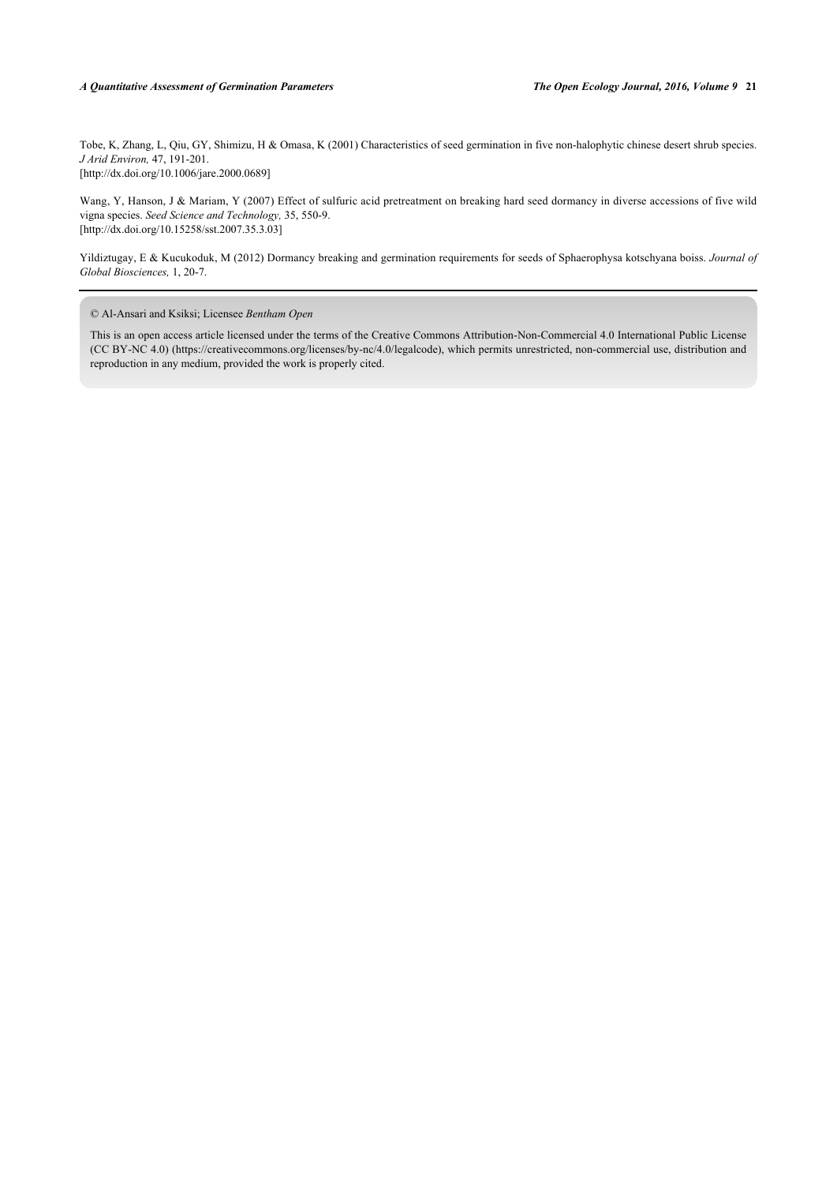Tobe, K, Zhang, L, Qiu, GY, Shimizu, H & Omasa, K (2001) Characteristics of seed germination in five non-halophytic chinese desert shrub species. *J Arid Environ,* 47, 191-201.
[http://dx.doi.org/10.1006/jare.2000.0689]

Wang, Y, Hanson, J & Mariam, Y (2007) Effect of sulfuric acid pretreatment on breaking hard seed dormancy in diverse accessions of five wild vigna species. *Seed Science and Technology,* 35, 550-9.
[http://dx.doi.org/10.15258/sst.2007.35.3.03]

Yildiztugay, E & Kucukoduk, M (2012) Dormancy breaking and germination requirements for seeds of Sphaerophysa kotschyana boiss. *Journal of Global Biosciences,* 1, 20-7.

© Al-Ansari and Ksiksi; Licensee *Bentham Open*

This is an open access article licensed under the terms of the Creative Commons Attribution-Non-Commercial 4.0 International Public License (CC BY-NC 4.0) (https://creativecommons.org/licenses/by-nc/4.0/legalcode), which permits unrestricted, non-commercial use, distribution and reproduction in any medium, provided the work is properly cited.